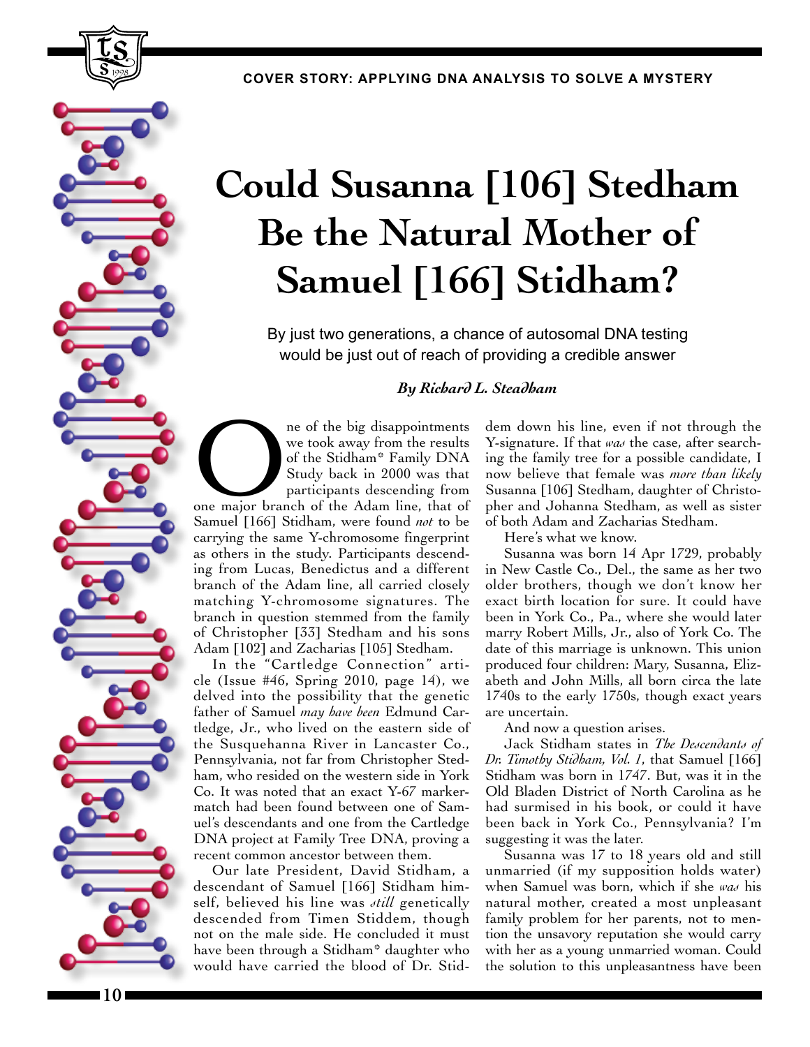COVER STORY: APPLYING DNA ANALYSIS TO SOLVE A MYSTERY

# Could Susanna [106] Stedham Be the Natural Mother of Samuel [166] Stidham?

By just two generations, a chance of autosomal DNA testing would be just out of reach of providing a credible answer

***By Richard L. Steadham***

One of the big disappointments we took away from the results of the Stidham* Family DNA Study back in 2000 was that participants descending from one major branch of the Adam line, that of Samuel [166] Stidham, were found *not* to be carrying the same Y-chromosome fingerprint as others in the study. Participants descending from Lucas, Benedictus and a different branch of the Adam line, all carried closely matching Y-chromosome signatures. The branch in question stemmed from the family of Christopher [33] Stedham and his sons Adam [102] and Zacharias [105] Stedham.

In the "Cartledge Connection" article (Issue #46, Spring 2010, page 14), we delved into the possibility that the genetic father of Samuel *may have been* Edmund Cartledge, Jr., who lived on the eastern side of the Susquehanna River in Lancaster Co., Pennsylvania, not far from Christopher Stedham, who resided on the western side in York Co. It was noted that an exact Y-67 marker-match had been found between one of Samuel's descendants and one from the Cartledge DNA project at Family Tree DNA, proving a recent common ancestor between them.

Our late President, David Stidham, a descendant of Samuel [166] Stidham himself, believed his line was *still* genetically descended from Timen Stiddem, though not on the male side. He concluded it must have been through a Stidham* daughter who would have carried the blood of Dr. Stiddem down his line, even if not through the Y-signature. If that *was* the case, after searching the family tree for a possible candidate, I now believe that female was *more than likely* Susanna [106] Stedham, daughter of Christopher and Johanna Stedham, as well as sister of both Adam and Zacharias Stedham.

Here's what we know.

Susanna was born 14 Apr 1729, probably in New Castle Co., Del., the same as her two older brothers, though we don't know her exact birth location for sure. It could have been in York Co., Pa., where she would later marry Robert Mills, Jr., also of York Co. The date of this marriage is unknown. This union produced four children: Mary, Susanna, Elizabeth and John Mills, all born circa the late 1740s to the early 1750s, though exact years are uncertain.

And now a question arises.

Jack Stidham states in *The Descendants of Dr. Timothy Stidham, Vol. 1*, that Samuel [166] Stidham was born in 1747. But, was it in the Old Bladen District of North Carolina as he had surmised in his book, or could it have been back in York Co., Pennsylvania? I'm suggesting it was the later.

Susanna was 17 to 18 years old and still unmarried (if my supposition holds water) when Samuel was born, which if she *was* his natural mother, created a most unpleasant family problem for her parents, not to mention the unsavory reputation she would carry with her as a young unmarried woman. Could the solution to this unpleasantness have been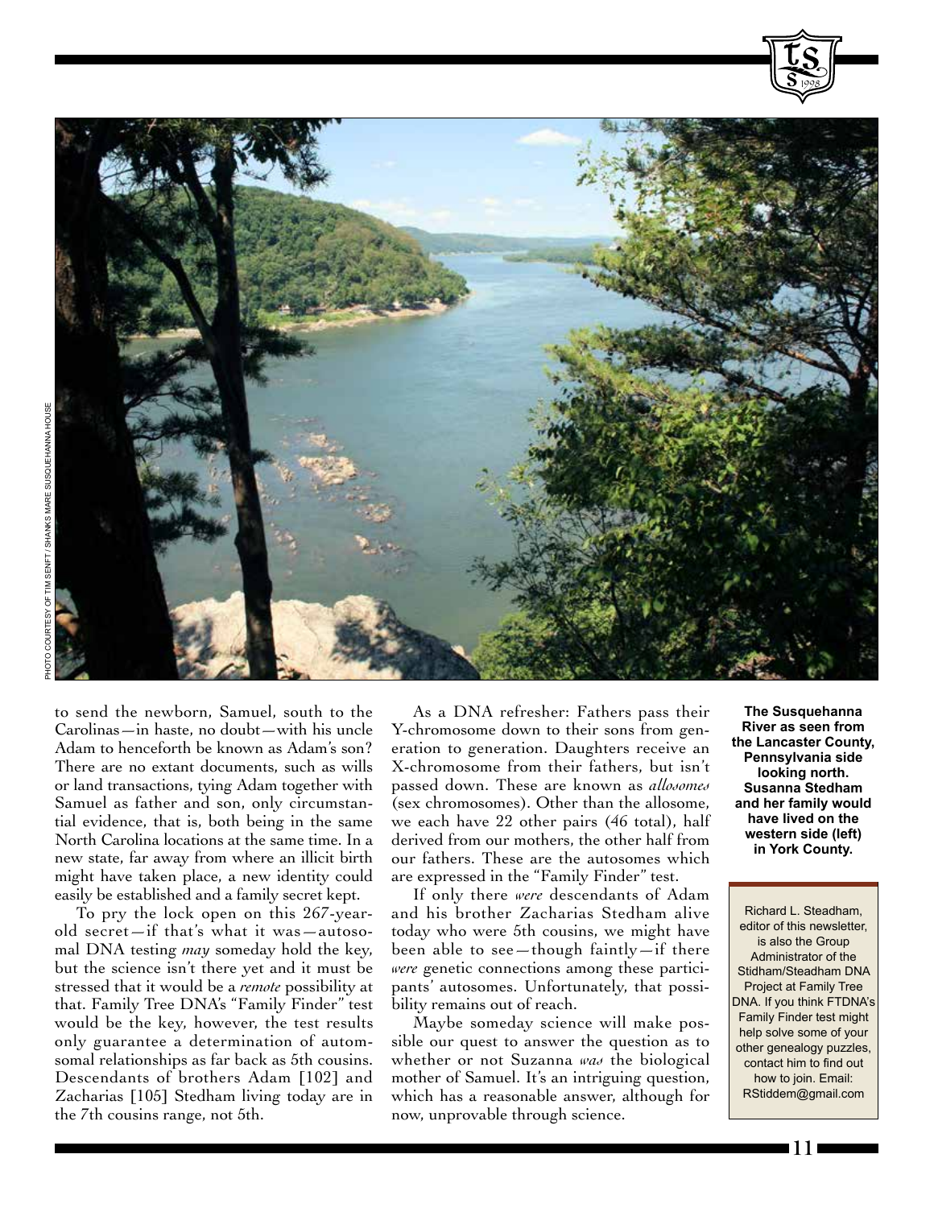PHOTO COURTESY OF TIM SENFT / SHANKS MARE SUSQUEHANNA HOUSE

to send the newborn, Samuel, south to the Carolinas—in haste, no doubt—with his uncle Adam to henceforth be known as Adam's son? There are no extant documents, such as wills or land transactions, tying Adam together with Samuel as father and son, only circumstantial evidence, that is, both being in the same North Carolina locations at the same time. In a new state, far away from where an illicit birth might have taken place, a new identity could easily be established and a family secret kept.

To pry the lock open on this 267-year-old secret—if that's what it was—autosomal DNA testing *may* someday hold the key, but the science isn't there yet and it must be stressed that it would be a *remote* possibility at that. Family Tree DNA's "Family Finder" test would be the key, however, the test results only guarantee a determination of autosomal relationships as far back as 5th cousins. Descendants of brothers Adam [102] and Zacharias [105] Stedham living today are in the 7th cousins range, not 5th.

As a DNA refresher: Fathers pass their Y-chromosome down to their sons from generation to generation. Daughters receive an X-chromosome from their fathers, but isn't passed down. These are known as *allosomes* (sex chromosomes). Other than the allosome, we each have 22 other pairs (46 total), half derived from our mothers, the other half from our fathers. These are the autosomes which are expressed in the "Family Finder" test.

If only there *were* descendants of Adam and his brother Zacharias Stedham alive today who were 5th cousins, we might have been able to see—though faintly—if there *were* genetic connections among these participants' autosomes. Unfortunately, that possibility remains out of reach.

Maybe someday science will make possible our quest to answer the question as to whether or not Suzanna *was* the biological mother of Samuel. It's an intriguing question, which has a reasonable answer, although for now, unprovable through science.

**The Susquehanna River as seen from the Lancaster County, Pennsylvania side looking north. Susanna Stedham and her family would have lived on the western side (left) in York County.**

Richard L. Steadham, editor of this newsletter, is also the Group Administrator of the Stidham/Steadham DNA Project at Family Tree DNA. If you think FTDNA's Family Finder test might help solve some of your other genealogy puzzles, contact him to find out how to join. Email: RStiddem@gmail.com